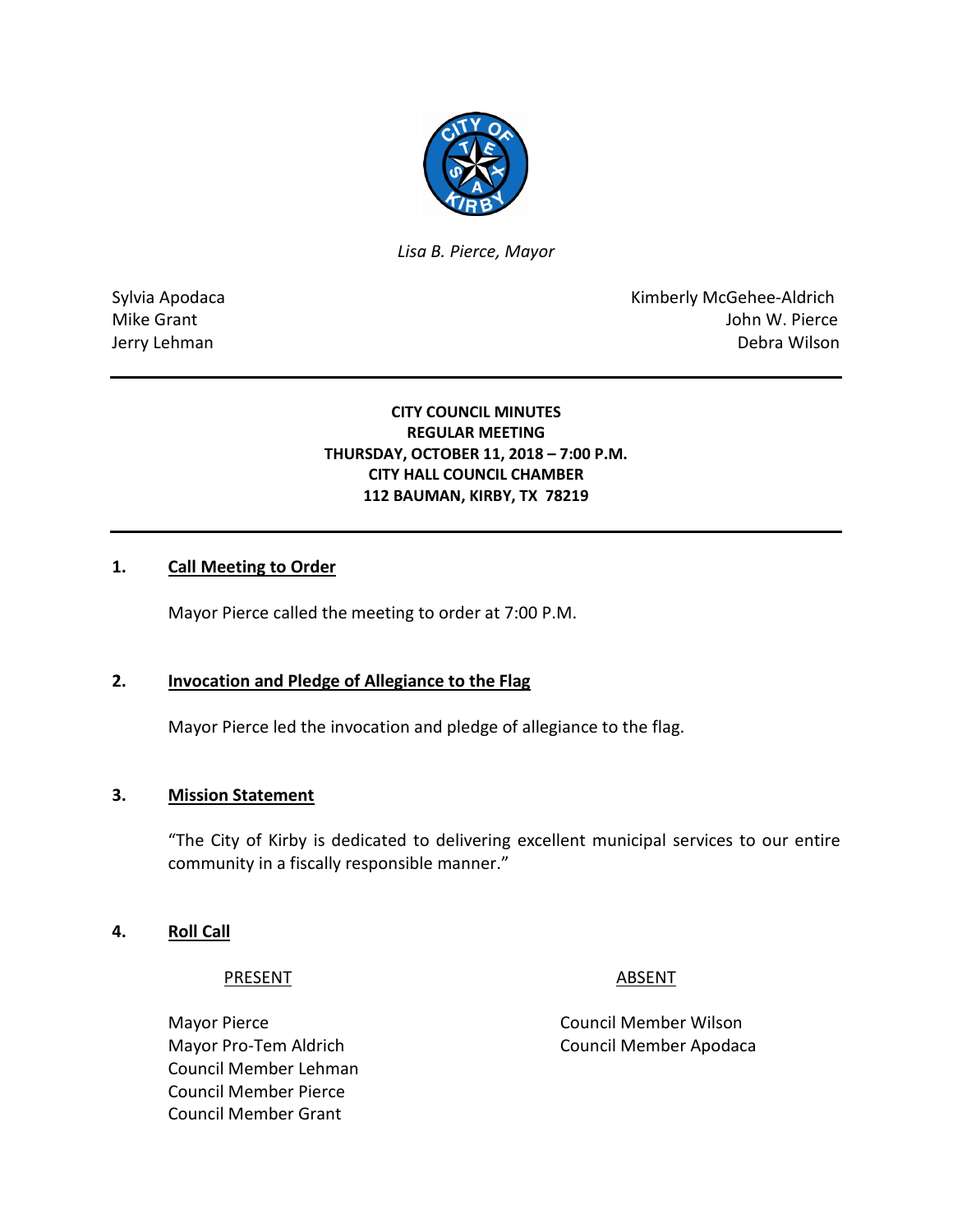*Lisa B. Pierce, Mayor*

| | |
|---|---|
| Sylvia Apodaca | Kimberly McGehee-Aldrich |
| Mike Grant | John W. Pierce |
| Jerry Lehman | Debra Wilson |

**CITY COUNCIL MINUTES**
**REGULAR MEETING**
**THURSDAY, OCTOBER 11, 2018 – 7:00 P.M.**
**CITY HALL COUNCIL CHAMBER**
**112 BAUMAN, KIRBY, TX 78219**

## 1. Call Meeting to Order

Mayor Pierce called the meeting to order at 7:00 P.M.

## 2. Invocation and Pledge of Allegiance to the Flag

Mayor Pierce led the invocation and pledge of allegiance to the flag.

## 3. Mission Statement

"The City of Kirby is dedicated to delivering excellent municipal services to our entire community in a fiscally responsible manner."

## 4. Roll Call

| PRESENT | ABSENT |
|---|---|
| Mayor Pierce | Council Member Wilson |
| Mayor Pro-Tem Aldrich | Council Member Apodaca |
| Council Member Lehman | |
| Council Member Pierce | |
| Council Member Grant | |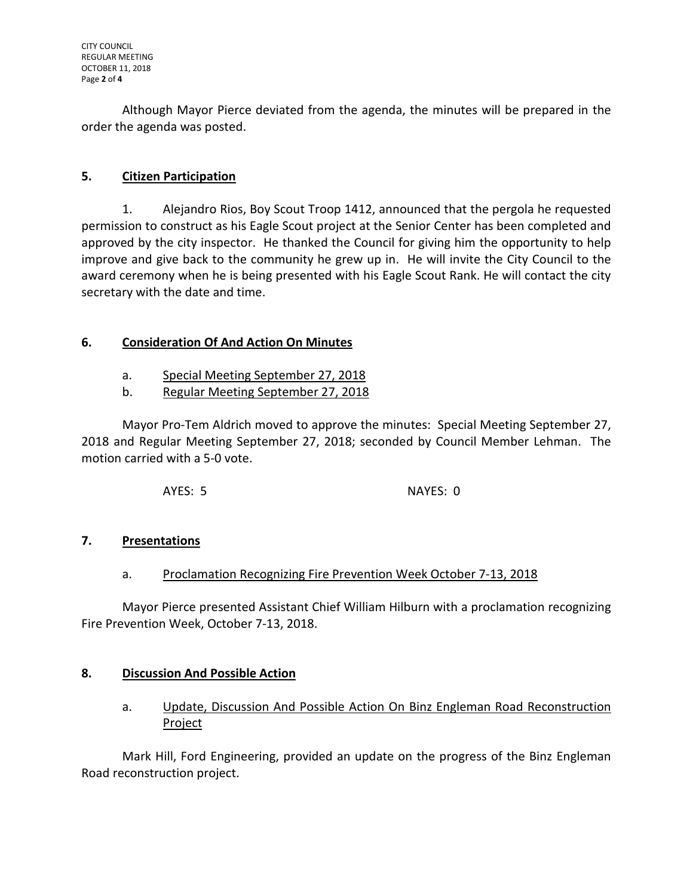Although Mayor Pierce deviated from the agenda, the minutes will be prepared in the order the agenda was posted.

## 5. Citizen Participation

1. Alejandro Rios, Boy Scout Troop 1412, announced that the pergola he requested permission to construct as his Eagle Scout project at the Senior Center has been completed and approved by the city inspector. He thanked the Council for giving him the opportunity to help improve and give back to the community he grew up in. He will invite the City Council to the award ceremony when he is being presented with his Eagle Scout Rank. He will contact the city secretary with the date and time.

## 6. Consideration Of And Action On Minutes

a. Special Meeting September 27, 2018

b. Regular Meeting September 27, 2018

Mayor Pro-Tem Aldrich moved to approve the minutes: Special Meeting September 27, 2018 and Regular Meeting September 27, 2018; seconded by Council Member Lehman. The motion carried with a 5-0 vote.

AYES: 5 NAYES: 0

## 7. Presentations

a. Proclamation Recognizing Fire Prevention Week October 7-13, 2018

Mayor Pierce presented Assistant Chief William Hilburn with a proclamation recognizing Fire Prevention Week, October 7-13, 2018.

## 8. Discussion And Possible Action

a. Update, Discussion And Possible Action On Binz Engleman Road Reconstruction Project

Mark Hill, Ford Engineering, provided an update on the progress of the Binz Engleman Road reconstruction project.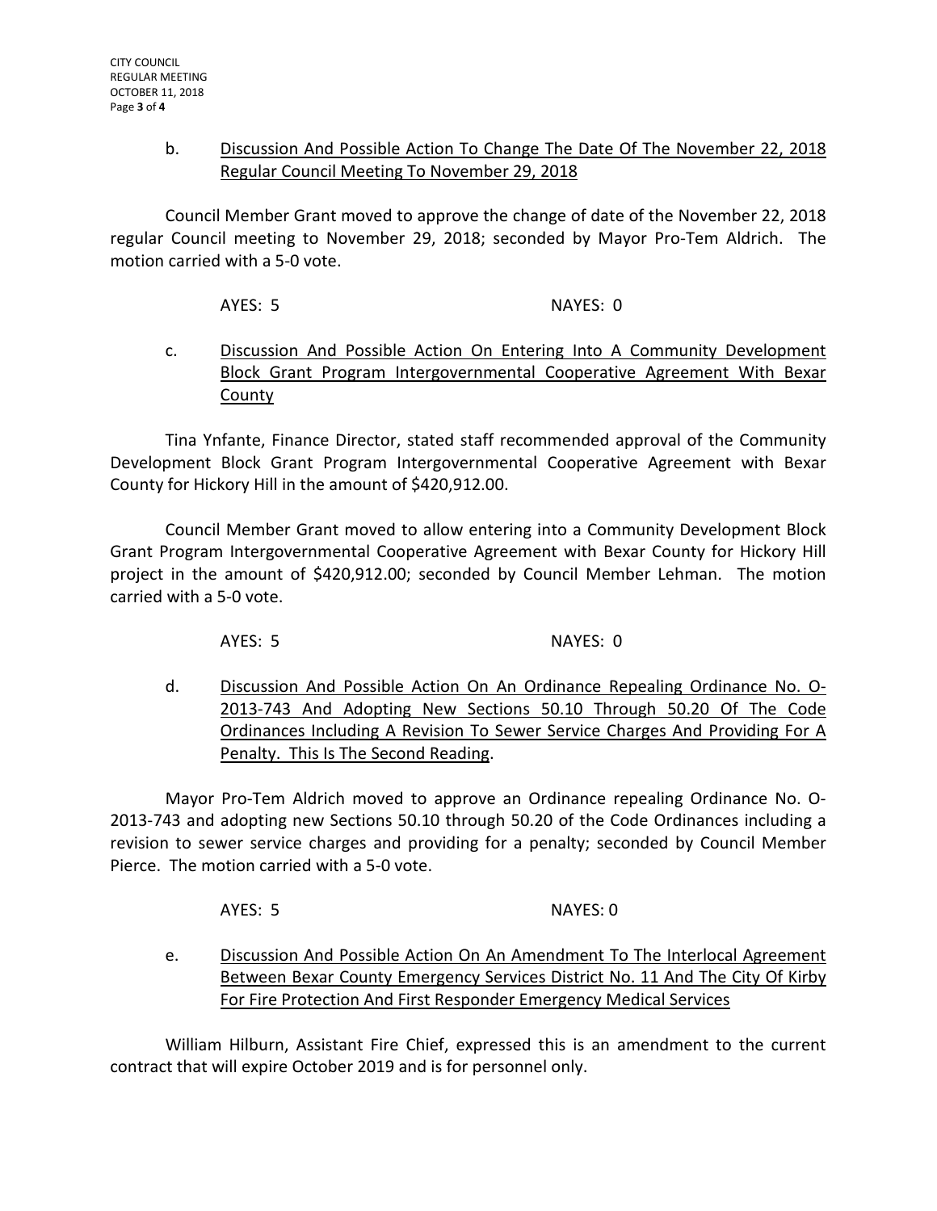b. <u>Discussion And Possible Action To Change The Date Of The November 22, 2018 Regular Council Meeting To November 29, 2018</u>

Council Member Grant moved to approve the change of date of the November 22, 2018 regular Council meeting to November 29, 2018; seconded by Mayor Pro-Tem Aldrich. The motion carried with a 5-0 vote.

AYES: 5 NAYES: 0

c. <u>Discussion And Possible Action On Entering Into A Community Development Block Grant Program Intergovernmental Cooperative Agreement With Bexar County</u>

Tina Ynfante, Finance Director, stated staff recommended approval of the Community Development Block Grant Program Intergovernmental Cooperative Agreement with Bexar County for Hickory Hill in the amount of $420,912.00.

Council Member Grant moved to allow entering into a Community Development Block Grant Program Intergovernmental Cooperative Agreement with Bexar County for Hickory Hill project in the amount of $420,912.00; seconded by Council Member Lehman. The motion carried with a 5-0 vote.

AYES: 5 NAYES: 0

d. <u>Discussion And Possible Action On An Ordinance Repealing Ordinance No. O-2013-743 And Adopting New Sections 50.10 Through 50.20 Of The Code Ordinances Including A Revision To Sewer Service Charges And Providing For A Penalty. This Is The Second Reading</u>.

Mayor Pro-Tem Aldrich moved to approve an Ordinance repealing Ordinance No. O-2013-743 and adopting new Sections 50.10 through 50.20 of the Code Ordinances including a revision to sewer service charges and providing for a penalty; seconded by Council Member Pierce. The motion carried with a 5-0 vote.

AYES: 5 NAYES: 0

e. <u>Discussion And Possible Action On An Amendment To The Interlocal Agreement Between Bexar County Emergency Services District No. 11 And The City Of Kirby For Fire Protection And First Responder Emergency Medical Services</u>

William Hilburn, Assistant Fire Chief, expressed this is an amendment to the current contract that will expire October 2019 and is for personnel only.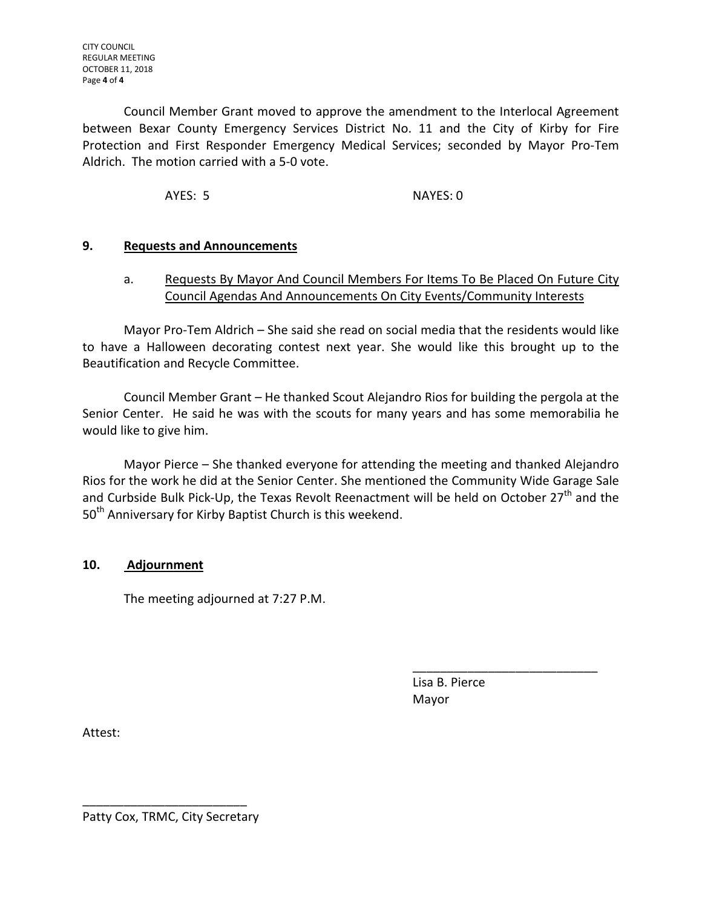Council Member Grant moved to approve the amendment to the Interlocal Agreement between Bexar County Emergency Services District No. 11 and the City of Kirby for Fire Protection and First Responder Emergency Medical Services; seconded by Mayor Pro-Tem Aldrich. The motion carried with a 5-0 vote.

AYES: 5 NAYES: 0

## 9. Requests and Announcements

a. Requests By Mayor And Council Members For Items To Be Placed On Future City Council Agendas And Announcements On City Events/Community Interests

Mayor Pro-Tem Aldrich – She said she read on social media that the residents would like to have a Halloween decorating contest next year. She would like this brought up to the Beautification and Recycle Committee.

Council Member Grant – He thanked Scout Alejandro Rios for building the pergola at the Senior Center. He said he was with the scouts for many years and has some memorabilia he would like to give him.

Mayor Pierce – She thanked everyone for attending the meeting and thanked Alejandro Rios for the work he did at the Senior Center. She mentioned the Community Wide Garage Sale and Curbside Bulk Pick-Up, the Texas Revolt Reenactment will be held on October 27th and the 50th Anniversary for Kirby Baptist Church is this weekend.

## 10. Adjournment

The meeting adjourned at 7:27 P.M.

\_\_\_\_\_\_\_\_\_\_\_\_\_\_\_\_\_\_\_\_\_\_\_\_\_\_\_\_
Lisa B. Pierce
Mayor

Attest:

\_\_\_\_\_\_\_\_\_\_\_\_\_\_\_\_\_\_\_\_\_\_\_\_\_
Patty Cox, TRMC, City Secretary